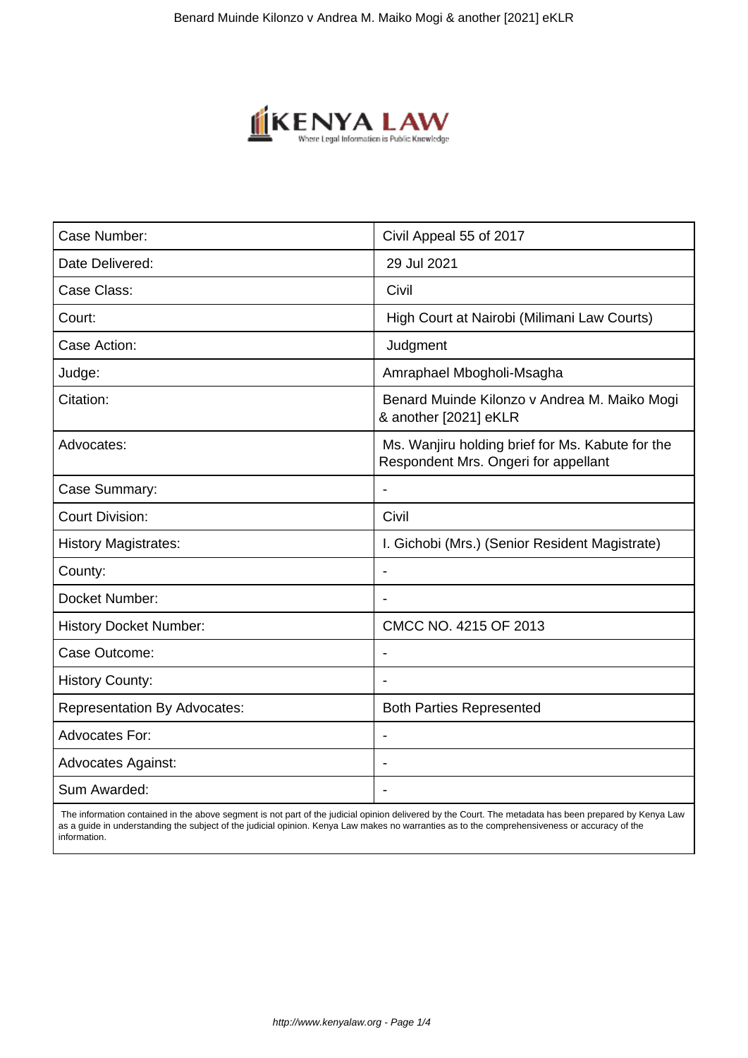| Case Number: | Civil Appeal 55 of 2017 |
|---|---|
| Date Delivered: | 29 Jul 2021 |
| Case Class: | Civil |
| Court: | High Court at Nairobi (Milimani Law Courts) |
| Case Action: | Judgment |
| Judge: | Amraphael Mbogholi-Msagha |
| Citation: | Benard Muinde Kilonzo v Andrea M. Maiko Mogi & another [2021] eKLR |
| Advocates: | Ms. Wanjiru holding brief for Ms. Kabute for the Respondent Mrs. Ongeri for appellant |
| Case Summary: | - |
| Court Division: | Civil |
| History Magistrates: | I. Gichobi (Mrs.) (Senior Resident Magistrate) |
| County: | - |
| Docket Number: | - |
| History Docket Number: | CMCC NO. 4215 OF 2013 |
| Case Outcome: | - |
| History County: | - |
| Representation By Advocates: | Both Parties Represented |
| Advocates For: | - |
| Advocates Against: | - |
| Sum Awarded: | - |

The information contained in the above segment is not part of the judicial opinion delivered by the Court. The metadata has been prepared by Kenya Law as a guide in understanding the subject of the judicial opinion. Kenya Law makes no warranties as to the comprehensiveness or accuracy of the information.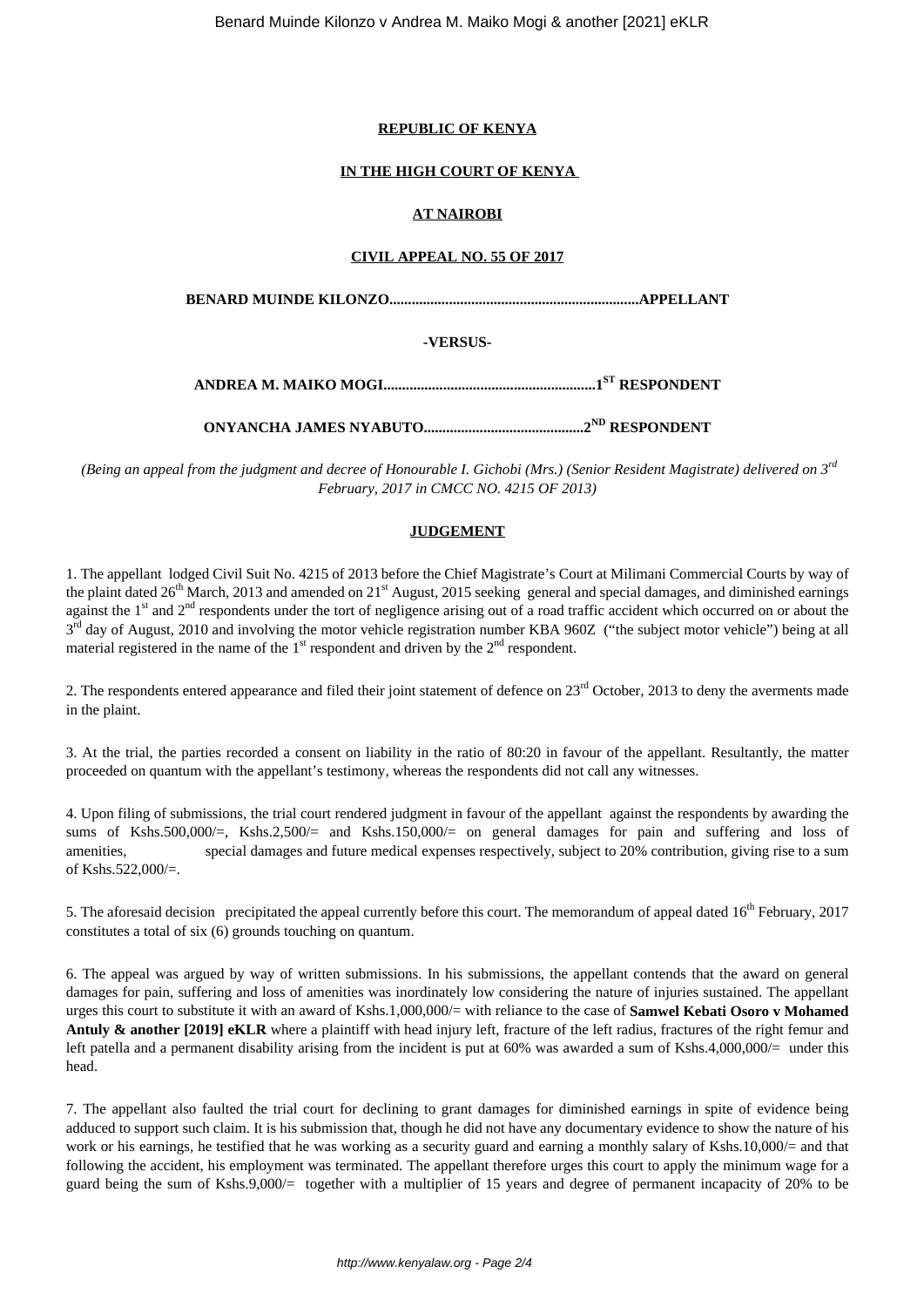**REPUBLIC OF KENYA**

**IN THE HIGH COURT OF KENYA**

**AT NAIROBI**

**CIVIL APPEAL NO. 55 OF 2017**

**BENARD MUINDE KILONZO...................................................................APPELLANT**

**-VERSUS-**

**ANDREA M. MAIKO MOGI.........................................................1ST RESPONDENT**

**ONYANCHA JAMES NYABUTO...........................................2ND RESPONDENT**

*(Being an appeal from the judgment and decree of Honourable I. Gichobi (Mrs.) (Senior Resident Magistrate) delivered on 3rd February, 2017 in CMCC NO. 4215 OF 2013)*

**JUDGEMENT**

1. The appellant lodged Civil Suit No. 4215 of 2013 before the Chief Magistrate's Court at Milimani Commercial Courts by way of the plaint dated 26th March, 2013 and amended on 21st August, 2015 seeking general and special damages, and diminished earnings against the 1st and 2nd respondents under the tort of negligence arising out of a road traffic accident which occurred on or about the 3rd day of August, 2010 and involving the motor vehicle registration number KBA 960Z ("the subject motor vehicle") being at all material registered in the name of the 1st respondent and driven by the 2nd respondent.

2. The respondents entered appearance and filed their joint statement of defence on 23rd October, 2013 to deny the averments made in the plaint.

3. At the trial, the parties recorded a consent on liability in the ratio of 80:20 in favour of the appellant. Resultantly, the matter proceeded on quantum with the appellant's testimony, whereas the respondents did not call any witnesses.

4. Upon filing of submissions, the trial court rendered judgment in favour of the appellant against the respondents by awarding the sums of Kshs.500,000/=, Kshs.2,500/= and Kshs.150,000/= on general damages for pain and suffering and loss of amenities, special damages and future medical expenses respectively, subject to 20% contribution, giving rise to a sum of Kshs.522,000/=.

5. The aforesaid decision precipitated the appeal currently before this court. The memorandum of appeal dated 16th February, 2017 constitutes a total of six (6) grounds touching on quantum.

6. The appeal was argued by way of written submissions. In his submissions, the appellant contends that the award on general damages for pain, suffering and loss of amenities was inordinately low considering the nature of injuries sustained. The appellant urges this court to substitute it with an award of Kshs.1,000,000/= with reliance to the case of **Samwel Kebati Osoro v Mohamed Antuly & another [2019] eKLR** where a plaintiff with head injury left, fracture of the left radius, fractures of the right femur and left patella and a permanent disability arising from the incident is put at 60% was awarded a sum of Kshs.4,000,000/= under this head.

7. The appellant also faulted the trial court for declining to grant damages for diminished earnings in spite of evidence being adduced to support such claim. It is his submission that, though he did not have any documentary evidence to show the nature of his work or his earnings, he testified that he was working as a security guard and earning a monthly salary of Kshs.10,000/= and that following the accident, his employment was terminated. The appellant therefore urges this court to apply the minimum wage for a guard being the sum of Kshs.9,000/= together with a multiplier of 15 years and degree of permanent incapacity of 20% to be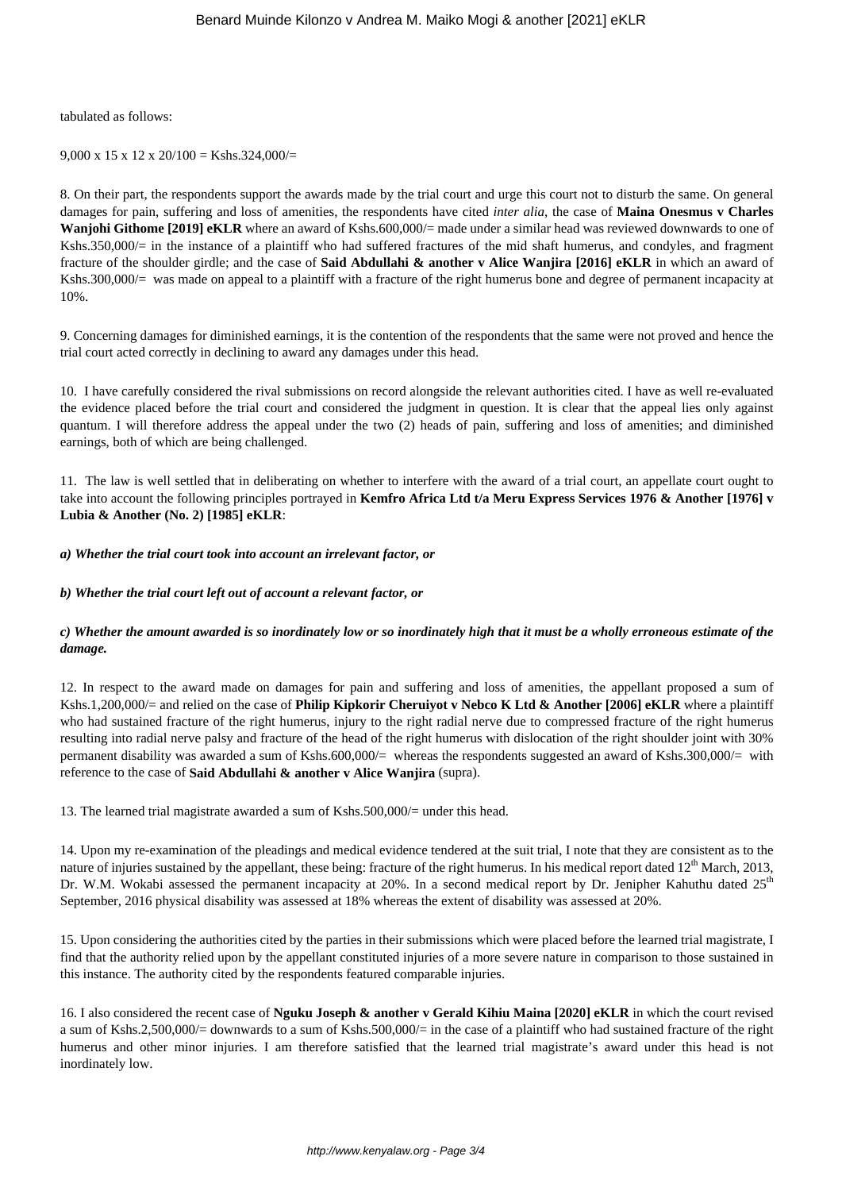tabulated as follows:

9,000 x 15 x 12 x 20/100 = Kshs.324,000/=

8. On their part, the respondents support the awards made by the trial court and urge this court not to disturb the same. On general damages for pain, suffering and loss of amenities, the respondents have cited *inter alia*, the case of **Maina Onesmus v Charles Wanjohi Githome [2019] eKLR** where an award of Kshs.600,000/= made under a similar head was reviewed downwards to one of Kshs.350,000/= in the instance of a plaintiff who had suffered fractures of the mid shaft humerus, and condyles, and fragment fracture of the shoulder girdle; and the case of **Said Abdullahi & another v Alice Wanjira [2016] eKLR** in which an award of Kshs.300,000/= was made on appeal to a plaintiff with a fracture of the right humerus bone and degree of permanent incapacity at 10%.

9. Concerning damages for diminished earnings, it is the contention of the respondents that the same were not proved and hence the trial court acted correctly in declining to award any damages under this head.

10. I have carefully considered the rival submissions on record alongside the relevant authorities cited. I have as well re-evaluated the evidence placed before the trial court and considered the judgment in question. It is clear that the appeal lies only against quantum. I will therefore address the appeal under the two (2) heads of pain, suffering and loss of amenities; and diminished earnings, both of which are being challenged.

11. The law is well settled that in deliberating on whether to interfere with the award of a trial court, an appellate court ought to take into account the following principles portrayed in **Kemfro Africa Ltd t/a Meru Express Services 1976 & Another [1976] v Lubia & Another (No. 2) [1985] eKLR**:

***a) Whether the trial court took into account an irrelevant factor, or***

***b) Whether the trial court left out of account a relevant factor, or***

***c) Whether the amount awarded is so inordinately low or so inordinately high that it must be a wholly erroneous estimate of the damage.***

12. In respect to the award made on damages for pain and suffering and loss of amenities, the appellant proposed a sum of Kshs.1,200,000/= and relied on the case of **Philip Kipkorir Cheruiyot v Nebco K Ltd & Another [2006] eKLR** where a plaintiff who had sustained fracture of the right humerus, injury to the right radial nerve due to compressed fracture of the right humerus resulting into radial nerve palsy and fracture of the head of the right humerus with dislocation of the right shoulder joint with 30% permanent disability was awarded a sum of Kshs.600,000/= whereas the respondents suggested an award of Kshs.300,000/= with reference to the case of **Said Abdullahi & another v Alice Wanjira** (supra).

13. The learned trial magistrate awarded a sum of Kshs.500,000/= under this head.

14. Upon my re-examination of the pleadings and medical evidence tendered at the suit trial, I note that they are consistent as to the nature of injuries sustained by the appellant, these being: fracture of the right humerus. In his medical report dated 12th March, 2013, Dr. W.M. Wokabi assessed the permanent incapacity at 20%. In a second medical report by Dr. Jenipher Kahuthu dated 25th September, 2016 physical disability was assessed at 18% whereas the extent of disability was assessed at 20%.

15. Upon considering the authorities cited by the parties in their submissions which were placed before the learned trial magistrate, I find that the authority relied upon by the appellant constituted injuries of a more severe nature in comparison to those sustained in this instance. The authority cited by the respondents featured comparable injuries.

16. I also considered the recent case of **Nguku Joseph & another v Gerald Kihiu Maina [2020] eKLR** in which the court revised a sum of Kshs.2,500,000/= downwards to a sum of Kshs.500,000/= in the case of a plaintiff who had sustained fracture of the right humerus and other minor injuries. I am therefore satisfied that the learned trial magistrate's award under this head is not inordinately low.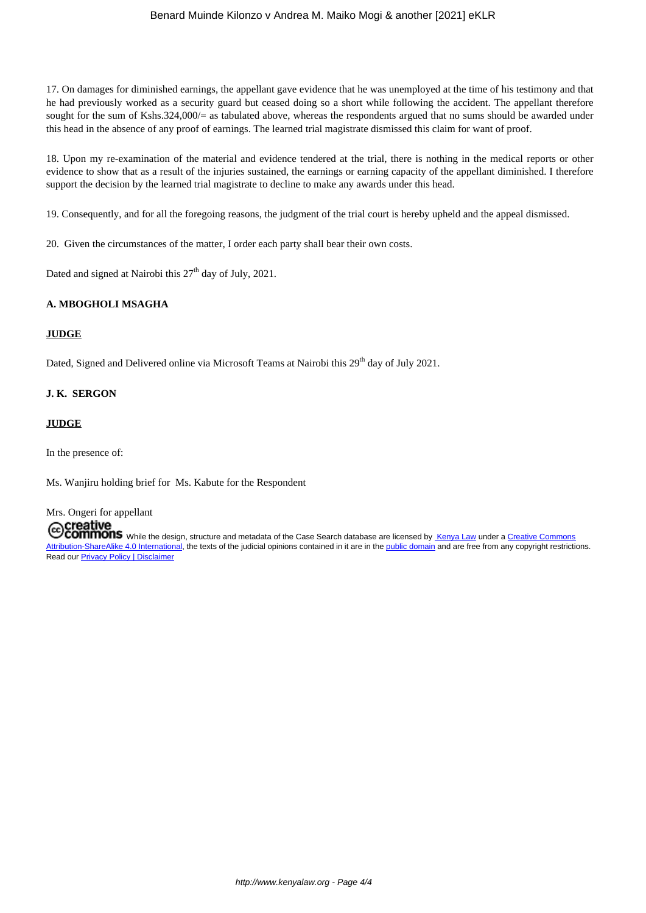17. On damages for diminished earnings, the appellant gave evidence that he was unemployed at the time of his testimony and that he had previously worked as a security guard but ceased doing so a short while following the accident. The appellant therefore sought for the sum of Kshs.324,000/= as tabulated above, whereas the respondents argued that no sums should be awarded under this head in the absence of any proof of earnings. The learned trial magistrate dismissed this claim for want of proof.

18. Upon my re-examination of the material and evidence tendered at the trial, there is nothing in the medical reports or other evidence to show that as a result of the injuries sustained, the earnings or earning capacity of the appellant diminished. I therefore support the decision by the learned trial magistrate to decline to make any awards under this head.

19. Consequently, and for all the foregoing reasons, the judgment of the trial court is hereby upheld and the appeal dismissed.

20. Given the circumstances of the matter, I order each party shall bear their own costs.

Dated and signed at Nairobi this 27th day of July, 2021.

**A. MBOGHOLI MSAGHA**

**JUDGE**

Dated, Signed and Delivered online via Microsoft Teams at Nairobi this 29th day of July 2021.

**J. K. SERGON**

**JUDGE**

In the presence of:

Ms. Wanjiru holding brief for Ms. Kabute for the Respondent

Mrs. Ongeri for appellant

While the design, structure and metadata of the Case Search database are licensed by Kenya Law under a Creative Commons Attribution-ShareAlike 4.0 International, the texts of the judicial opinions contained in it are in the public domain and are free from any copyright restrictions. Read our Privacy Policy | Disclaimer